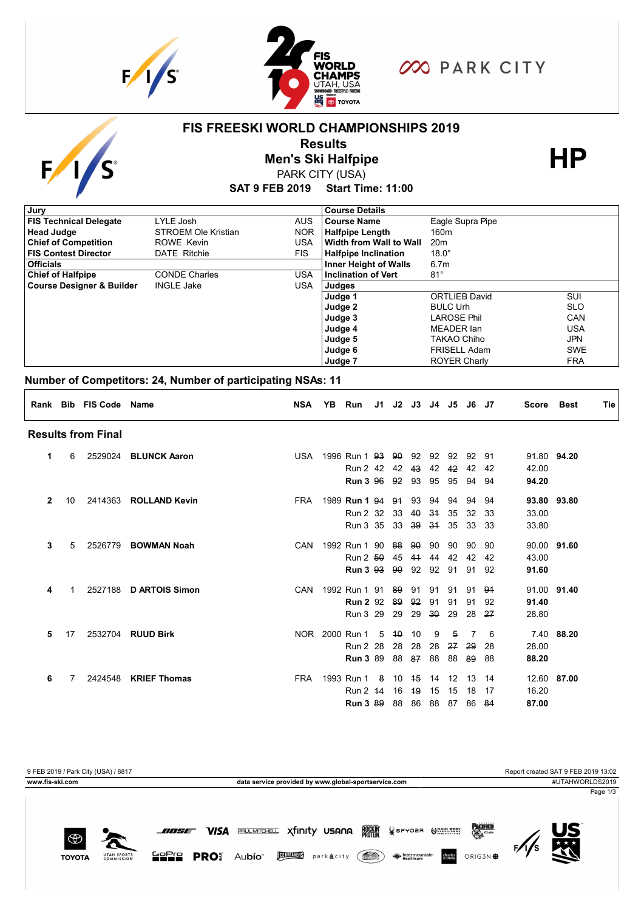# FIS FREESKI WORLD CHAMPIONSHIPS 2019

## Results

## Men's Ski Halfpipe

PARK CITY (USA)

**SAT 9 FEB 2019 Start Time: 11:00**

**HP**

| Jury | | | Course Details | | |
|---|---|---|---|---|---|
| **FIS Technical Delegate** | LYLE Josh | AUS | **Course Name** | Eagle Supra Pipe | |
| **Head Judge** | STROEM Ole Kristian | NOR | **Halfpipe Length** | 160m | |
| **Chief of Competition** | ROWE Kevin | USA | **Width from Wall to Wall** | 20m | |
| **FIS Contest Director** | DATE Ritchie | FIS | **Halfpipe Inclination** | 18.0° | |
| **Officials** | | | **Inner Height of Walls** | 6.7m | |
| **Chief of Halfpipe** | CONDE Charles | USA | **Inclination of Vert** | 81° | |
| **Course Designer & Builder** | INGLE Jake | USA | **Judges** | | |
| | | | **Judge 1** | ORTLIEB David | SUI |
| | | | **Judge 2** | BULC Urh | SLO |
| | | | **Judge 3** | LAROSE Phil | CAN |
| | | | **Judge 4** | MEADER Ian | USA |
| | | | **Judge 5** | TAKAO Chiho | JPN |
| | | | **Judge 6** | FRISELL Adam | SWE |
| | | | **Judge 7** | ROYER Charly | FRA |

**Number of Competitors: 24, Number of participating NSAs: 11**

### Results from Final

| Rank | Bib | FIS Code | Name | NSA | YB | Run | J1 | J2 | J3 | J4 | J5 | J6 | J7 | Score | Best | Tie |
|---|---|---|---|---|---|---|---|---|---|---|---|---|---|---|---|---|
| 1 | 6 | 2529024 | **BLUNCK Aaron** | USA | 1996 | Run 1 | ~~93~~ | ~~90~~ | 92 | 92 | 92 | 92 | 91 | 91.80 | **94.20** | |
| | | | | | | Run 2 | 42 | 42 | ~~43~~ | 42 | ~~42~~ | 42 | 42 | 42.00 | | |
| | | | | | | **Run 3** | ~~96~~ | ~~92~~ | 93 | 95 | 95 | 94 | 94 | **94.20** | | |
| 2 | 10 | 2414363 | **ROLLAND Kevin** | FRA | 1989 | **Run 1** | ~~94~~ | ~~91~~ | 93 | 94 | 94 | 94 | 94 | **93.80** | **93.80** | |
| | | | | | | Run 2 | 32 | 33 | ~~40~~ | ~~31~~ | 35 | 32 | 33 | 33.00 | | |
| | | | | | | Run 3 | 35 | 33 | ~~39~~ | ~~31~~ | 35 | 33 | 33 | 33.80 | | |
| 3 | 5 | 2526779 | **BOWMAN Noah** | CAN | 1992 | Run 1 | 90 | ~~88~~ | ~~90~~ | 90 | 90 | 90 | 90 | 90.00 | **91.60** | |
| | | | | | | Run 2 | ~~50~~ | 45 | ~~41~~ | 44 | 42 | 42 | 42 | 43.00 | | |
| | | | | | | **Run 3** | ~~93~~ | ~~90~~ | 92 | 92 | 91 | 91 | 92 | **91.60** | | |
| 4 | 1 | 2527188 | **D ARTOIS Simon** | CAN | 1992 | Run 1 | 91 | ~~89~~ | 91 | 91 | 91 | 91 | ~~91~~ | 91.00 | **91.40** | |
| | | | | | | **Run 2** | 92 | ~~89~~ | ~~92~~ | 91 | 91 | 91 | 92 | **91.40** | | |
| | | | | | | Run 3 | 29 | 29 | 29 | ~~30~~ | 29 | 28 | ~~27~~ | 28.80 | | |
| 5 | 17 | 2532704 | **RUUD Birk** | NOR | 2000 | Run 1 | 5 | ~~10~~ | 10 | 9 | ~~5~~ | 7 | 6 | 7.40 | **88.20** | |
| | | | | | | Run 2 | 28 | 28 | 28 | 28 | ~~27~~ | ~~29~~ | 28 | 28.00 | | |
| | | | | | | **Run 3** | 89 | 88 | ~~87~~ | 88 | 88 | ~~89~~ | 88 | **88.20** | | |
| 6 | 7 | 2424548 | **KRIEF Thomas** | FRA | 1993 | Run 1 | ~~8~~ | 10 | ~~15~~ | 14 | 12 | 13 | 14 | 12.60 | **87.00** | |
| | | | | | | Run 2 | ~~14~~ | 16 | ~~19~~ | 15 | 15 | 18 | 17 | 16.20 | | |
| | | | | | | **Run 3** | ~~89~~ | 88 | 86 | 88 | 87 | 86 | ~~84~~ | **87.00** | | |

9 FEB 2019 / Park City (USA) / 8817

Report created SAT 9 FEB 2019 13:02

www.fis-ski.com

data service provided by www.global-sportservice.com

#UTAHWORLDS2019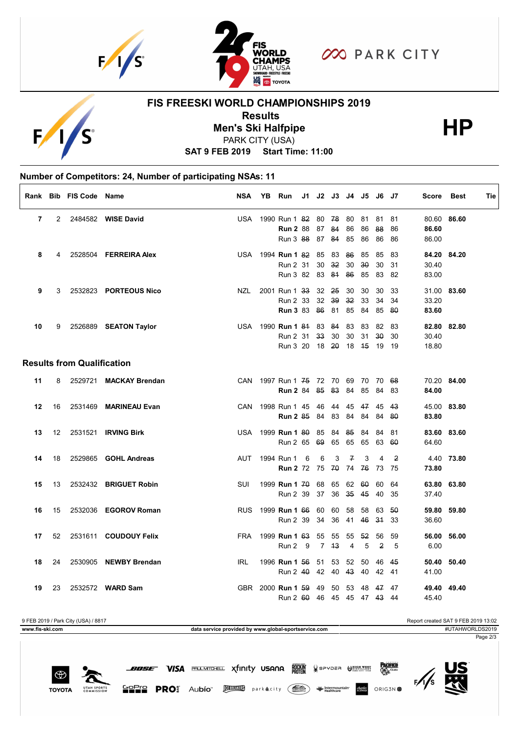# FIS FREESKI WORLD CHAMPIONSHIPS 2019

## Results

## Men's Ski Halfpipe

PARK CITY (USA)

**SAT 9 FEB 2019 Start Time: 11:00**

**HP**

**Number of Competitors: 24, Number of participating NSAs: 11**

| Rank | Bib | FIS Code | Name | NSA | YB | Run | J1 | J2 | J3 | J4 | J5 | J6 | J7 | Score | Best | Tie |
|---|---|---|---|---|---|---|---|---|---|---|---|---|---|---|---|---|
| 7 | 2 | 2484582 | **WISE David** | USA | 1990 | Run 1 | ~~82~~ | 80 | ~~78~~ | 80 | 81 | 81 | 81 | 80.60 | **86.60** | |
| | | | | | | **Run 2** | 88 | 87 | ~~84~~ | 86 | 86 | ~~88~~ | 86 | **86.60** | | |
| | | | | | | Run 3 | ~~88~~ | 87 | ~~84~~ | 85 | 86 | 86 | 86 | 86.00 | | |
| 8 | 4 | 2528504 | **FERREIRA Alex** | USA | 1994 | **Run 1** | ~~82~~ | 85 | 83 | ~~86~~ | 85 | 85 | 83 | **84.20** | **84.20** | |
| | | | | | | Run 2 | 31 | 30 | ~~32~~ | 30 | ~~30~~ | 30 | 31 | 30.40 | | |
| | | | | | | Run 3 | 82 | 83 | ~~81~~ | ~~86~~ | 85 | 83 | 82 | 83.00 | | |
| 9 | 3 | 2532823 | **PORTEOUS Nico** | NZL | 2001 | Run 1 | ~~33~~ | 32 | ~~25~~ | 30 | 30 | 30 | 33 | 31.00 | **83.60** | |
| | | | | | | Run 2 | 33 | 32 | ~~39~~ | ~~32~~ | 33 | 34 | 34 | 33.20 | | |
| | | | | | | **Run 3** | 83 | ~~86~~ | 81 | 85 | 84 | 85 | ~~80~~ | **83.60** | | |
| 10 | 9 | 2526889 | **SEATON Taylor** | USA | 1990 | **Run 1** | ~~81~~ | 83 | ~~84~~ | 83 | 83 | 82 | 83 | **82.80** | **82.80** | |
| | | | | | | Run 2 | 31 | ~~33~~ | 30 | 30 | 31 | ~~30~~ | 30 | 30.40 | | |
| | | | | | | Run 3 | 20 | 18 | ~~20~~ | 18 | ~~15~~ | 19 | 19 | 18.80 | | |

### Results from Qualification

| Rank | Bib | FIS Code | Name | NSA | YB | Run | J1 | J2 | J3 | J4 | J5 | J6 | J7 | Score | Best | Tie |
|---|---|---|---|---|---|---|---|---|---|---|---|---|---|---|---|---|
| 11 | 8 | 2529721 | **MACKAY Brendan** | CAN | 1997 | Run 1 | ~~75~~ | 72 | 70 | 69 | 70 | 70 | ~~68~~ | 70.20 | **84.00** | |
| | | | | | | **Run 2** | 84 | ~~85~~ | ~~83~~ | 84 | 85 | 84 | 83 | **84.00** | | |
| 12 | 16 | 2531469 | **MARINEAU Evan** | CAN | 1998 | Run 1 | 45 | 46 | 44 | 45 | ~~47~~ | 45 | ~~43~~ | 45.00 | **83.80** | |
| | | | | | | **Run 2** | ~~85~~ | 84 | 83 | 84 | 84 | 84 | ~~80~~ | **83.80** | | |
| 13 | 12 | 2531521 | **IRVING Birk** | USA | 1999 | **Run 1** | ~~80~~ | 85 | 84 | ~~85~~ | 84 | 84 | 81 | **83.60** | **83.60** | |
| | | | | | | Run 2 | 65 | ~~69~~ | 65 | 65 | 65 | 63 | ~~60~~ | 64.60 | | |
| 14 | 18 | 2529865 | **GOHL Andreas** | AUT | 1994 | Run 1 | 6 | 6 | 3 | ~~7~~ | 3 | 4 | ~~2~~ | 4.40 | **73.80** | |
| | | | | | | **Run 2** | 72 | 75 | ~~70~~ | 74 | ~~76~~ | 73 | 75 | **73.80** | | |
| 15 | 13 | 2532432 | **BRIGUET Robin** | SUI | 1999 | **Run 1** | ~~70~~ | 68 | 65 | 62 | ~~60~~ | 60 | 64 | **63.80** | **63.80** | |
| | | | | | | Run 2 | 39 | 37 | 36 | ~~35~~ | ~~45~~ | 40 | 35 | 37.40 | | |
| 16 | 15 | 2532036 | **EGOROV Roman** | RUS | 1999 | **Run 1** | ~~66~~ | 60 | 60 | 58 | 58 | 63 | ~~50~~ | **59.80** | **59.80** | |
| | | | | | | Run 2 | 39 | 34 | 36 | 41 | ~~46~~ | ~~31~~ | 33 | 36.60 | | |
| 17 | 52 | 2531611 | **COUDOUY Felix** | FRA | 1999 | **Run 1** | ~~63~~ | 55 | 55 | 55 | ~~52~~ | 56 | 59 | **56.00** | **56.00** | |
| | | | | | | Run 2 | 9 | 7 | ~~13~~ | 4 | 5 | ~~2~~ | 5 | 6.00 | | |
| 18 | 24 | 2530905 | **NEWBY Brendan** | IRL | 1996 | **Run 1** | ~~56~~ | 51 | 53 | 52 | 50 | 46 | ~~45~~ | **50.40** | **50.40** | |
| | | | | | | Run 2 | ~~40~~ | 42 | 40 | ~~43~~ | 40 | 42 | 41 | 41.00 | | |
| 19 | 23 | 2532572 | **WARD Sam** | GBR | 2000 | **Run 1** | ~~59~~ | 49 | 50 | 53 | 48 | ~~47~~ | 47 | **49.40** | **49.40** | |
| | | | | | | Run 2 | ~~60~~ | 46 | 45 | 45 | 47 | ~~43~~ | 44 | 45.40 | | |

9 FEB 2019 / Park City (USA) / 8817 — Report created SAT 9 FEB 2019 13:02

www.fis-ski.com — data service provided by www.global-sportservice.com — #UTAHWORLDS2019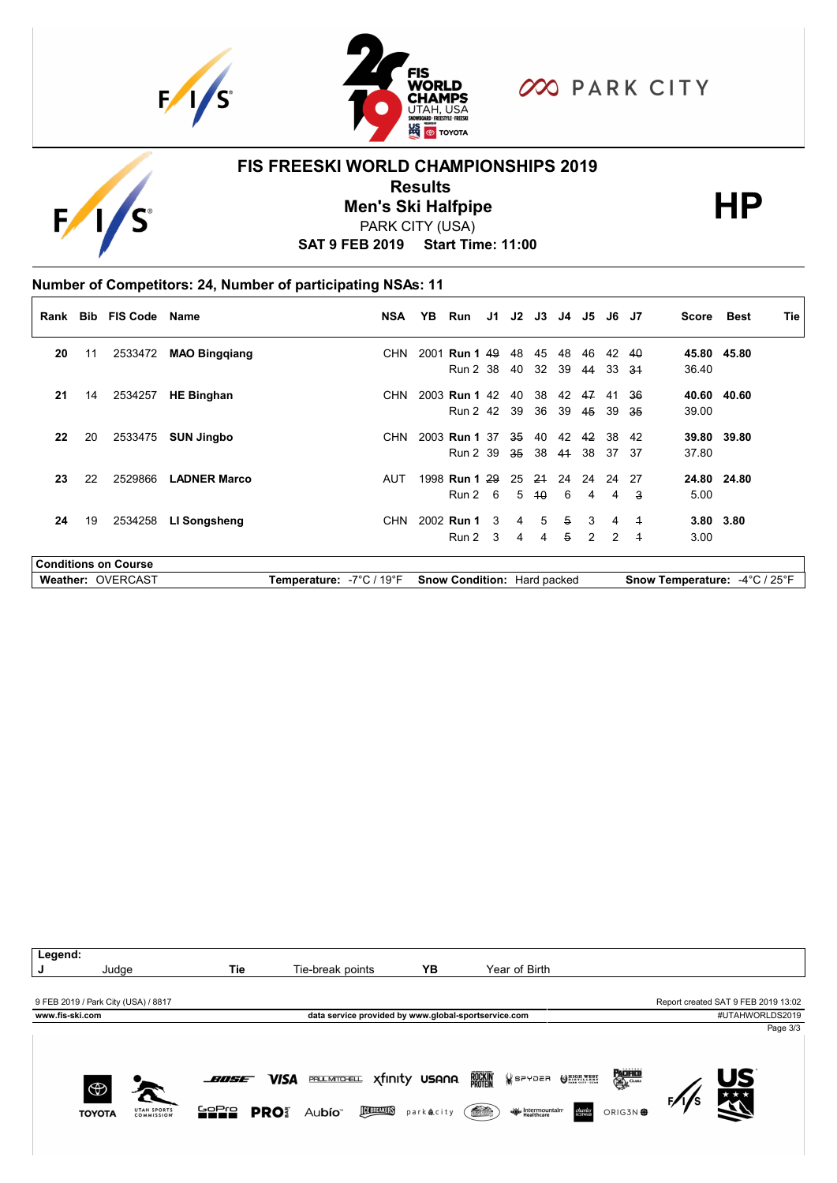# FIS FREESKI WORLD CHAMPIONSHIPS 2019

## Results

## Men's Ski Halfpipe

PARK CITY (USA)

**SAT 9 FEB 2019 Start Time: 11:00**

**HP**

**Number of Competitors: 24, Number of participating NSAs: 11**

| Rank | Bib | FIS Code | Name | NSA | YB | Run | J1 | J2 | J3 | J4 | J5 | J6 | J7 | Score | Best | Tie |
|---|---|---|---|---|---|---|---|---|---|---|---|---|---|---|---|---|
| **20** | 11 | 2533472 | **MAO Bingqiang** | CHN | 2001 | **Run 1** | ~~49~~ | 48 | 45 | 48 | 46 | 42 | ~~40~~ | **45.80** | **45.80** | |
| | | | | | | Run 2 | 38 | 40 | 32 | 39 | ~~44~~ | 33 | ~~31~~ | 36.40 | | |
| **21** | 14 | 2534257 | **HE Binghan** | CHN | 2003 | **Run 1** | 42 | 40 | 38 | 42 | ~~47~~ | 41 | ~~36~~ | **40.60** | **40.60** | |
| | | | | | | Run 2 | 42 | 39 | 36 | 39 | ~~45~~ | 39 | ~~35~~ | 39.00 | | |
| **22** | 20 | 2533475 | **SUN Jingbo** | CHN | 2003 | **Run 1** | 37 | ~~35~~ | 40 | 42 | ~~42~~ | 38 | 42 | **39.80** | **39.80** | |
| | | | | | | Run 2 | 39 | ~~35~~ | 38 | ~~41~~ | 38 | 37 | 37 | 37.80 | | |
| **23** | 22 | 2529866 | **LADNER Marco** | AUT | 1998 | **Run 1** | ~~29~~ | 25 | ~~21~~ | 24 | 24 | 24 | 27 | **24.80** | **24.80** | |
| | | | | | | Run 2 | 6 | 5 | ~~10~~ | 6 | 4 | 4 | ~~3~~ | 5.00 | | |
| **24** | 19 | 2534258 | **LI Songsheng** | CHN | 2002 | **Run 1** | 3 | 4 | 5 | ~~5~~ | 3 | 4 | ~~1~~ | **3.80** | **3.80** | |
| | | | | | | Run 2 | 3 | 4 | 4 | ~~5~~ | 2 | 2 | ~~1~~ | 3.00 | | |

**Conditions on Course**

**Weather:** OVERCAST **Temperature:** -7°C / 19°F **Snow Condition:** Hard packed **Snow Temperature:** -4°C / 25°F

**Legend:**

| | | | | | |
|---|---|---|---|---|---|
| **J** | Judge | **Tie** | Tie-break points | **YB** | Year of Birth |

9 FEB 2019 / Park City (USA) / 8817

Report created SAT 9 FEB 2019 13:02

**www.fis-ski.com**

**data service provided by www.global-sportservice.com**

#UTAHWORLDS2019